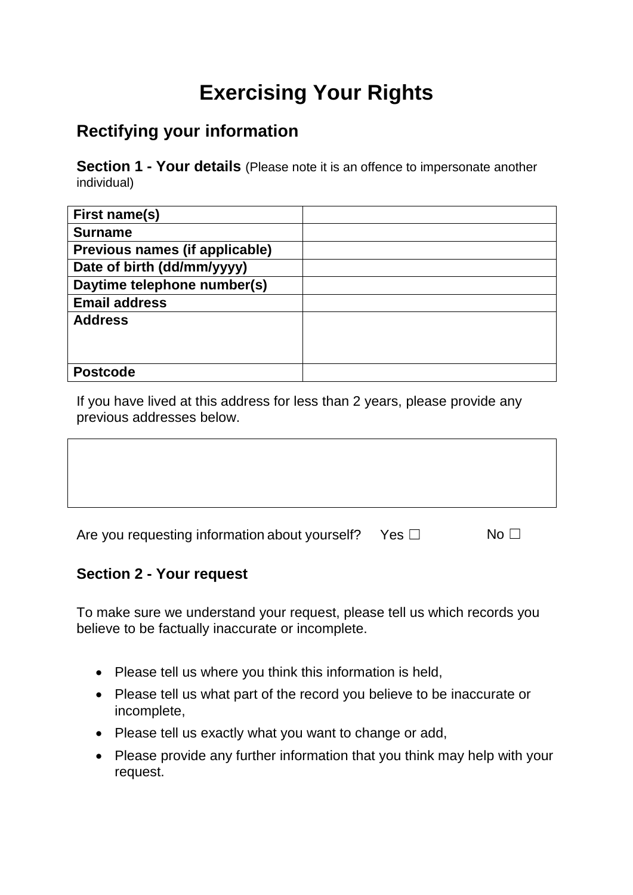# Exercising Your Rights

## Rectifying your information

**Section 1 - Your details** (Please note it is an offence to impersonate another individual)

| First name(s) | |
|---|---|
| **Surname** | |
| **Previous names (if applicable)** | |
| **Date of birth (dd/mm/yyyy)** | |
| **Daytime telephone number(s)** | |
| **Email address** | |
| **Address** | |
| **Postcode** | |

If you have lived at this address for less than 2 years, please provide any previous addresses below.

| |
|---|
| |

Are you requesting information about yourself? Yes ☐ No ☐

### Section 2 - Your request

To make sure we understand your request, please tell us which records you believe to be factually inaccurate or incomplete.

- Please tell us where you think this information is held,
- Please tell us what part of the record you believe to be inaccurate or incomplete,
- Please tell us exactly what you want to change or add,
- Please provide any further information that you think may help with your request.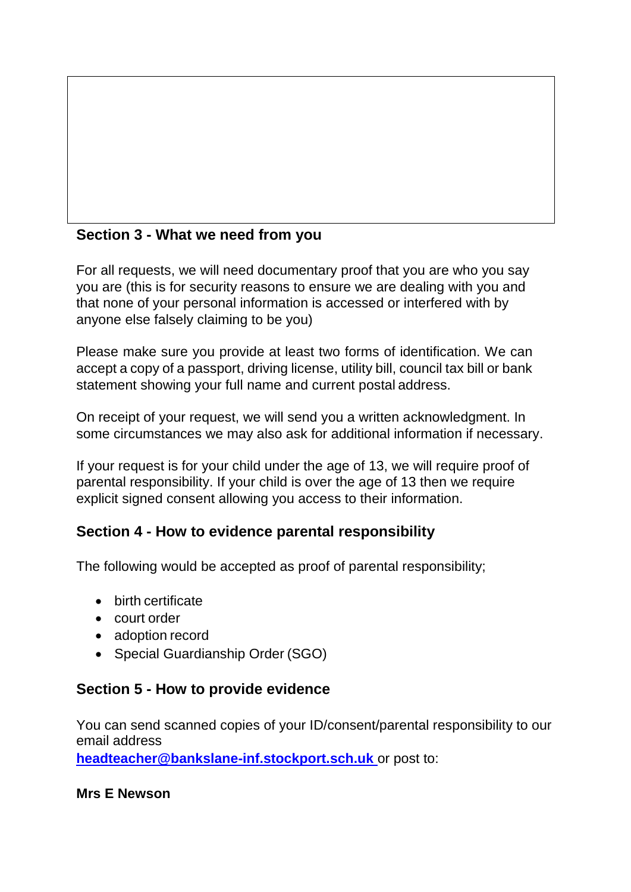## Section 3 - What we need from you

For all requests, we will need documentary proof that you are who you say you are (this is for security reasons to ensure we are dealing with you and that none of your personal information is accessed or interfered with by anyone else falsely claiming to be you)

Please make sure you provide at least two forms of identification. We can accept a copy of a passport, driving license, utility bill, council tax bill or bank statement showing your full name and current postal address.

On receipt of your request, we will send you a written acknowledgment. In some circumstances we may also ask for additional information if necessary.

If your request is for your child under the age of 13, we will require proof of parental responsibility. If your child is over the age of 13 then we require explicit signed consent allowing you access to their information.

## Section 4 - How to evidence parental responsibility

The following would be accepted as proof of parental responsibility;

- birth certificate
- court order
- adoption record
- Special Guardianship Order (SGO)

## Section 5 - How to provide evidence

You can send scanned copies of your ID/consent/parental responsibility to our email address **headteacher@bankslane-inf.stockport.sch.uk** or post to:

**Mrs E Newson**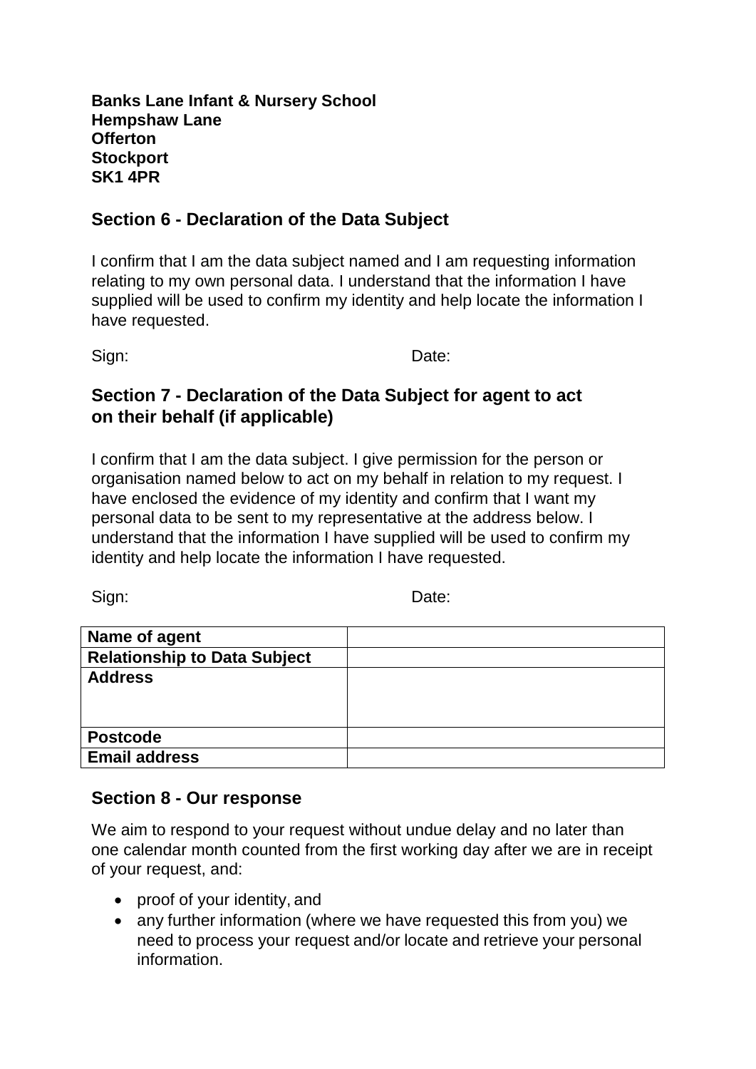**Banks Lane Infant & Nursery School**
**Hempshaw Lane**
**Offerton**
**Stockport**
**SK1 4PR**

## Section 6 - Declaration of the Data Subject

I confirm that I am the data subject named and I am requesting information relating to my own personal data. I understand that the information I have supplied will be used to confirm my identity and help locate the information I have requested.

Sign: Date:

## Section 7 - Declaration of the Data Subject for agent to act on their behalf (if applicable)

I confirm that I am the data subject. I give permission for the person or organisation named below to act on my behalf in relation to my request. I have enclosed the evidence of my identity and confirm that I want my personal data to be sent to my representative at the address below. I understand that the information I have supplied will be used to confirm my identity and help locate the information I have requested.

Sign: Date:

| **Name of agent** | |
|---|---|
| **Relationship to Data Subject** | |
| **Address** | |
| **Postcode** | |
| **Email address** | |

## Section 8 - Our response

We aim to respond to your request without undue delay and no later than one calendar month counted from the first working day after we are in receipt of your request, and:

- proof of your identity, and
- any further information (where we have requested this from you) we need to process your request and/or locate and retrieve your personal information.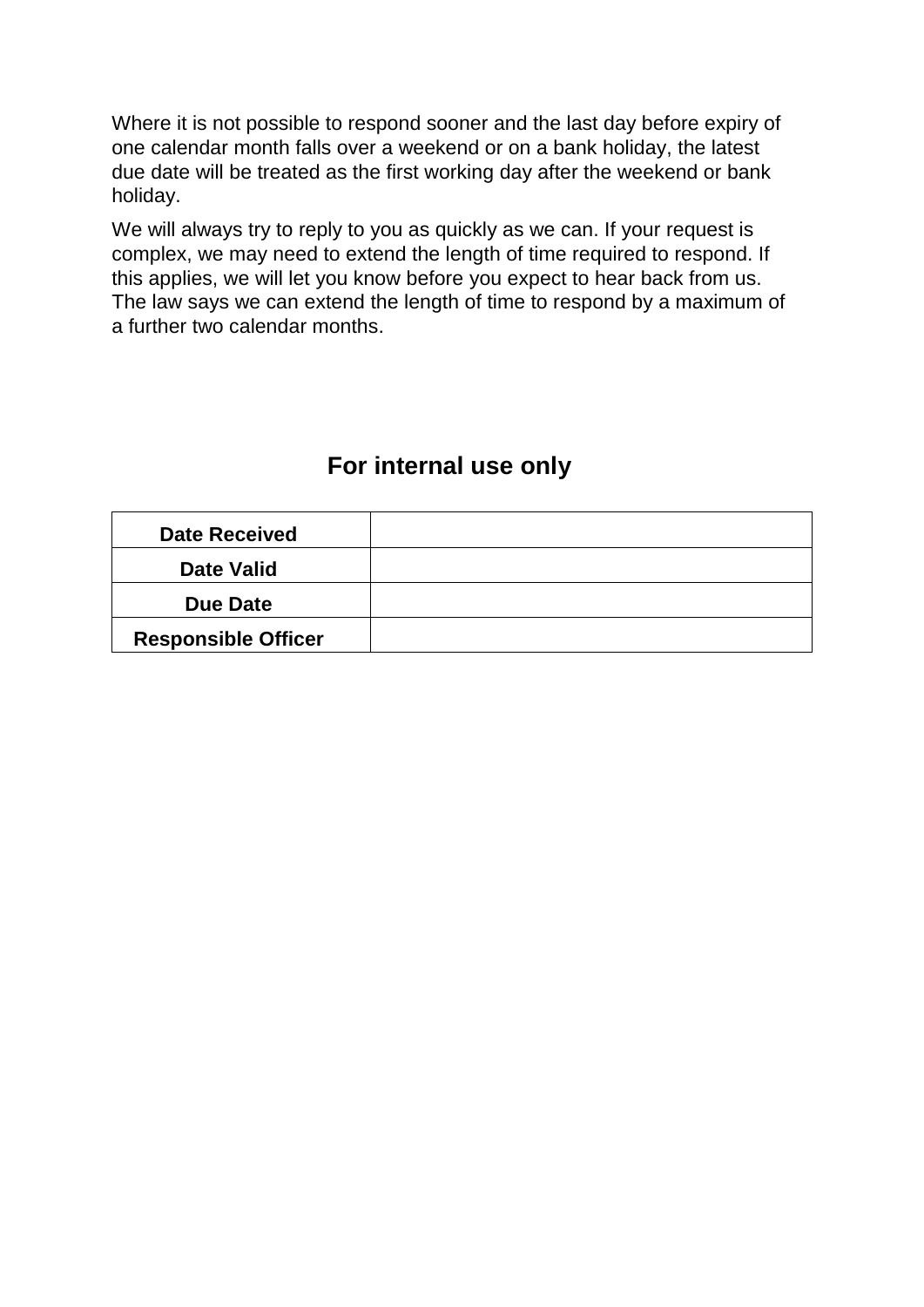Where it is not possible to respond sooner and the last day before expiry of one calendar month falls over a weekend or on a bank holiday, the latest due date will be treated as the first working day after the weekend or bank holiday.

We will always try to reply to you as quickly as we can. If your request is complex, we may need to extend the length of time required to respond. If this applies, we will let you know before you expect to hear back from us. The law says we can extend the length of time to respond by a maximum of a further two calendar months.

## For internal use only

| | |
|---|---|
| **Date Received** | |
| **Date Valid** | |
| **Due Date** | |
| **Responsible Officer** | |